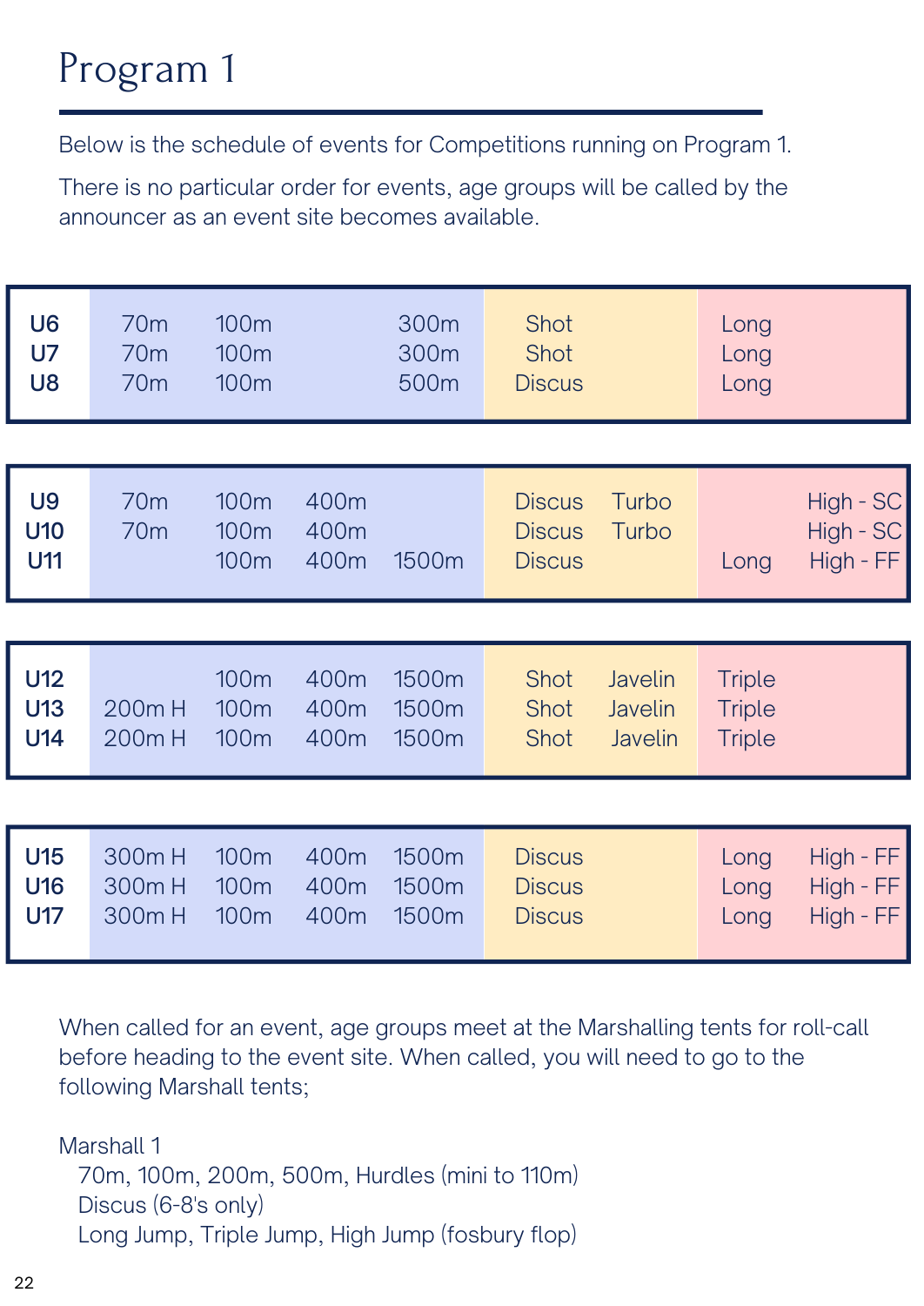# Program 1

Below is the schedule of events for Competitions running on Program 1.

There is no particular order for events, age groups will be called by the announcer as an event site becomes available.

| | | | | | | | | |
|---|---|---|---|---|---|---|---|---|
| U6 | 70m | 100m | | 300m | Shot | | Long | |
| U7 | 70m | 100m | | 300m | Shot | | Long | |
| U8 | 70m | 100m | | 500m | Discus | | Long | |
| U9 | 70m | 100m | 400m | | Discus | Turbo | | High - SC |
| U10 | 70m | 100m | 400m | | Discus | Turbo | | High - SC |
| U11 | | 100m | 400m | 1500m | Discus | | Long | High - FF |
| U12 | | 100m | 400m | 1500m | Shot | Javelin | Triple | |
| U13 | 200m H | 100m | 400m | 1500m | Shot | Javelin | Triple | |
| U14 | 200m H | 100m | 400m | 1500m | Shot | Javelin | Triple | |
| U15 | 300m H | 100m | 400m | 1500m | Discus | | Long | High - FF |
| U16 | 300m H | 100m | 400m | 1500m | Discus | | Long | High - FF |
| U17 | 300m H | 100m | 400m | 1500m | Discus | | Long | High - FF |

When called for an event, age groups meet at the Marshalling tents for roll-call before heading to the event site. When called, you will need to go to the following Marshall tents;

Marshall 1
- 70m, 100m, 200m, 500m, Hurdles (mini to 110m)
- Discus (6-8's only)
- Long Jump, Triple Jump, High Jump (fosbury flop)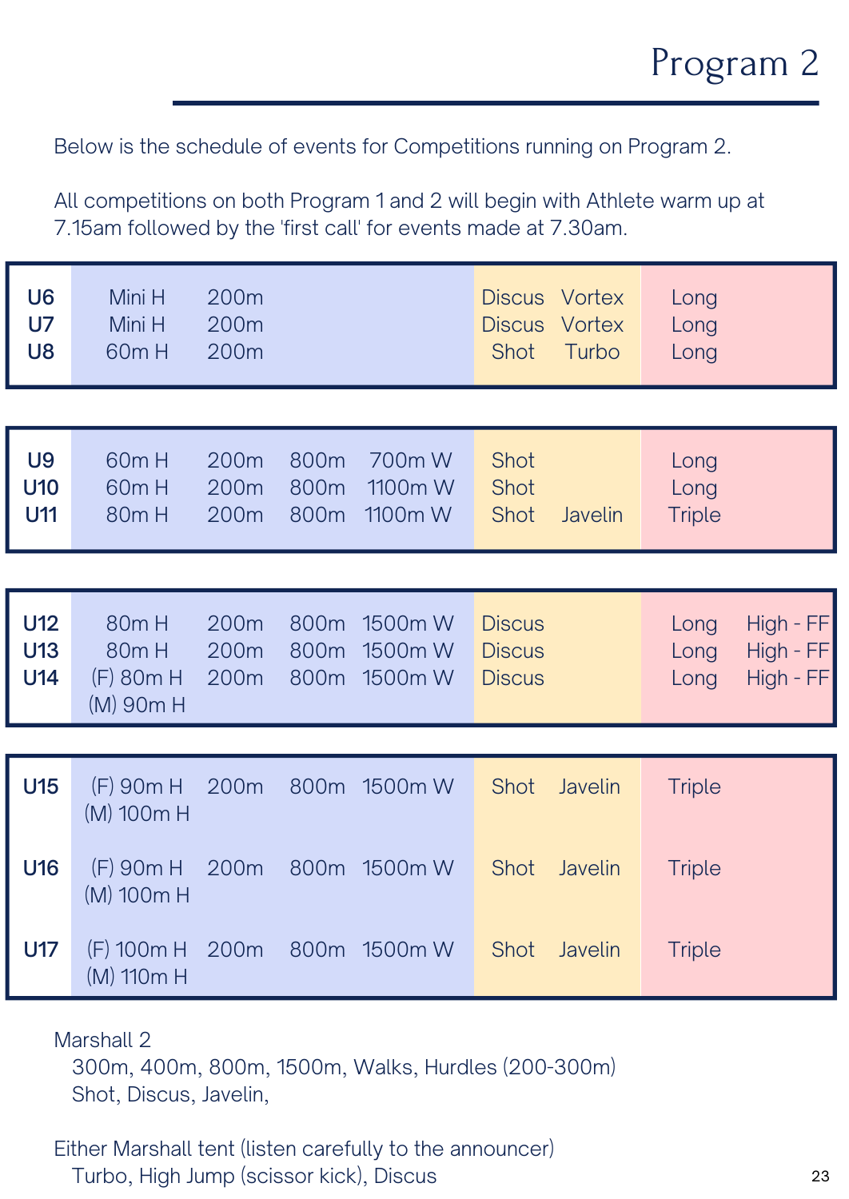# Program 2

Below is the schedule of events for Competitions running on Program 2.

All competitions on both Program 1 and 2 will begin with Athlete warm up at 7.15am followed by the 'first call' for events made at 7.30am.

| | | | | | | | | |
|---|---|---|---|---|---|---|---|---|
| U6 | Mini H | 200m | | | Discus | Vortex | Long | |
| U7 | Mini H | 200m | | | Discus | Vortex | Long | |
| U8 | 60m H | 200m | | | Shot | Turbo | Long | |

| | | | | | | | | |
|---|---|---|---|---|---|---|---|---|
| U9 | 60m H | 200m | 800m | 700m W | Shot | | Long | |
| U10 | 60m H | 200m | 800m | 1100m W | Shot | | Long | |
| U11 | 80m H | 200m | 800m | 1100m W | Shot | Javelin | Triple | |

| | | | | | | | | |
|---|---|---|---|---|---|---|---|---|
| U12 | 80m H | 200m | 800m | 1500m W | Discus | | Long | High - FF |
| U13 | 80m H | 200m | 800m | 1500m W | Discus | | Long | High - FF |
| U14 | (F) 80m H (M) 90m H | 200m | 800m | 1500m W | Discus | | Long | High - FF |

| | | | | | | | | |
|---|---|---|---|---|---|---|---|---|
| U15 | (F) 90m H (M) 100m H | 200m | 800m | 1500m W | Shot | Javelin | Triple | |
| U16 | (F) 90m H (M) 100m H | 200m | 800m | 1500m W | Shot | Javelin | Triple | |
| U17 | (F) 100m H (M) 110m H | 200m | 800m | 1500m W | Shot | Javelin | Triple | |

Marshall 2
300m, 400m, 800m, 1500m, Walks, Hurdles (200-300m)
Shot, Discus, Javelin,

Either Marshall tent (listen carefully to the announcer)
Turbo, High Jump (scissor kick), Discus